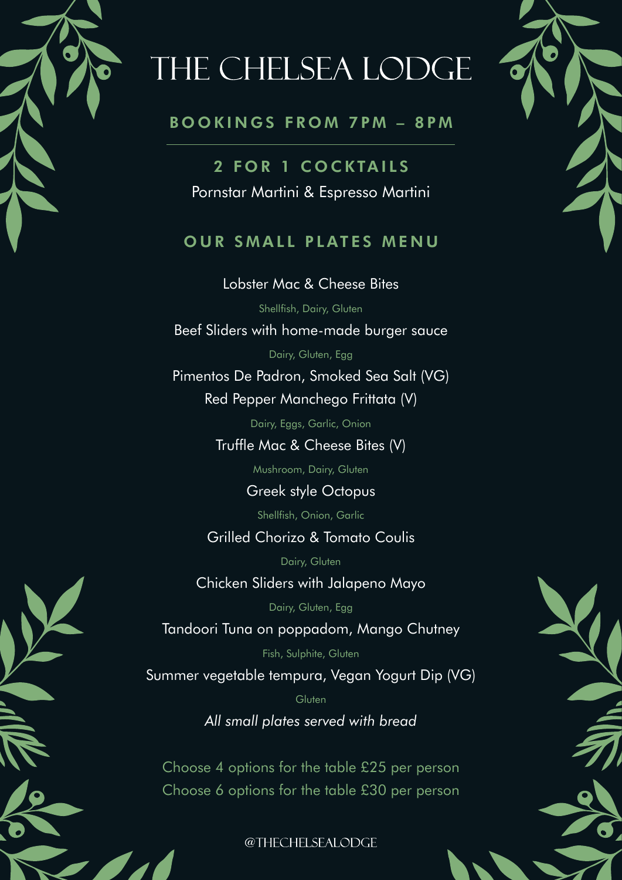# THE CHELSEA LODGE

## BOOKINGS FROM 7PM – 8PM

## 2 FOR 1 COCKTAILS

Pornstar Martini & Espresso Martini

## OUR SMALL PLATES MENU

Lobster Mac & Cheese Bites

Shellfish, Dairy, Gluten

Beef Sliders with home-made burger sauce

Dairy, Gluten, Egg

Pimentos De Padron, Smoked Sea Salt (VG)

Red Pepper Manchego Frittata (V)

Dairy, Eggs, Garlic, Onion

Truffle Mac & Cheese Bites (V)

Mushroom, Dairy, Gluten

Greek style Octopus

Shellfish, Onion, Garlic

Grilled Chorizo & Tomato Coulis

Dairy, Gluten

Chicken Sliders with Jalapeno Mayo

Dairy, Gluten, Egg

Tandoori Tuna on poppadom, Mango Chutney

Fish, Sulphite, Gluten

Summer vegetable tempura, Vegan Yogurt Dip (VG)

Gluten

*All small plates served with bread*

Choose 4 options for the table £25 per person

Choose 6 options for the table £30 per person

@THECHELSEALODGE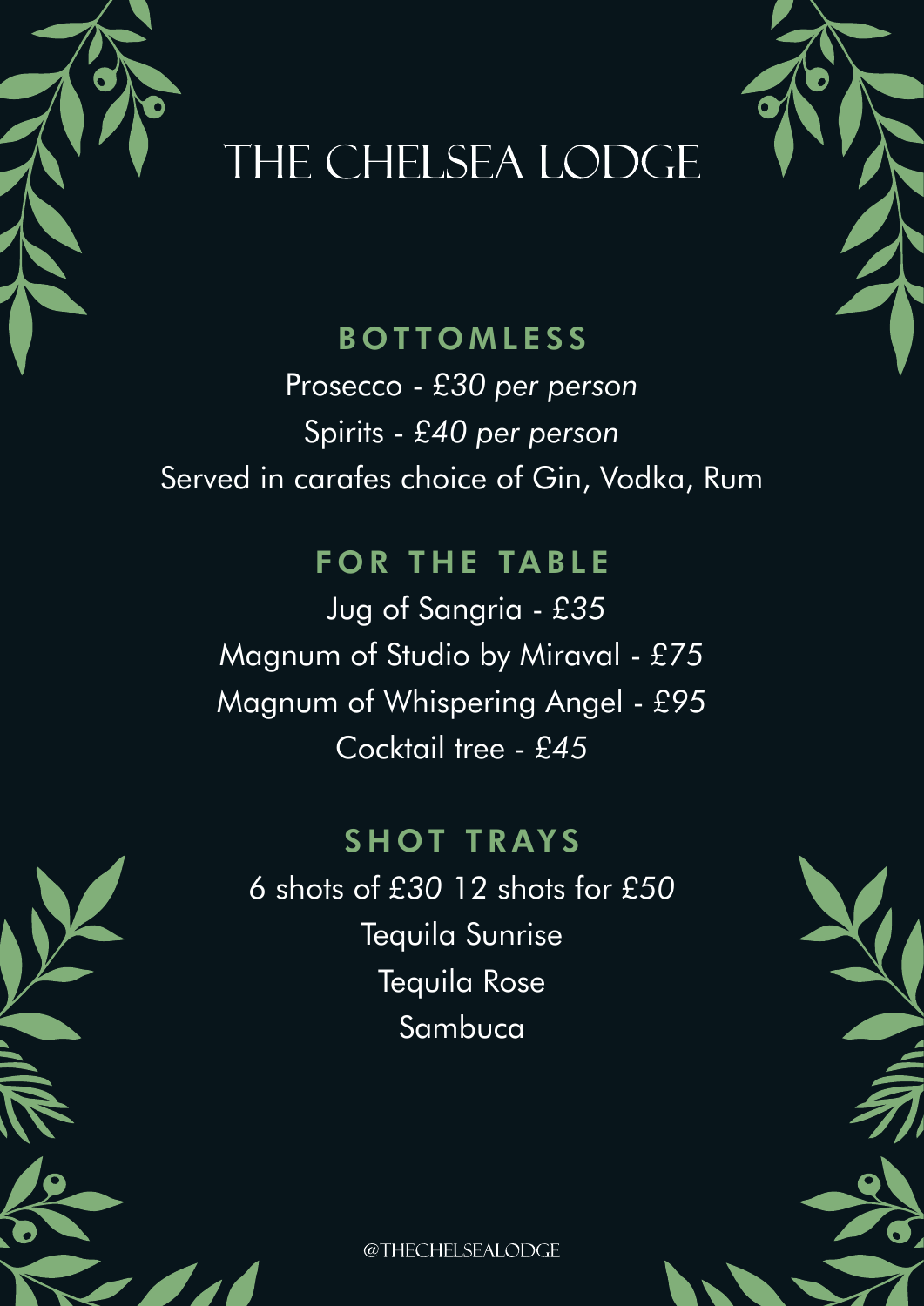# THE CHELSEA LODGE

## BOTTOMLESS

Prosecco - *£30 per person*

Spirits - *£40 per person*

Served in carafes choice of Gin, Vodka, Rum

## FOR THE TABLE

Jug of Sangria - *£35*

Magnum of Studio by Miraval - *£75*

Magnum of Whispering Angel - *£95*

Cocktail tree - *£45*

## SHOT TRAYS

6 shots of £*30* 12 shots for £*50*

Tequila Sunrise

Tequila Rose

Sambuca

@THECHELSEALODGE